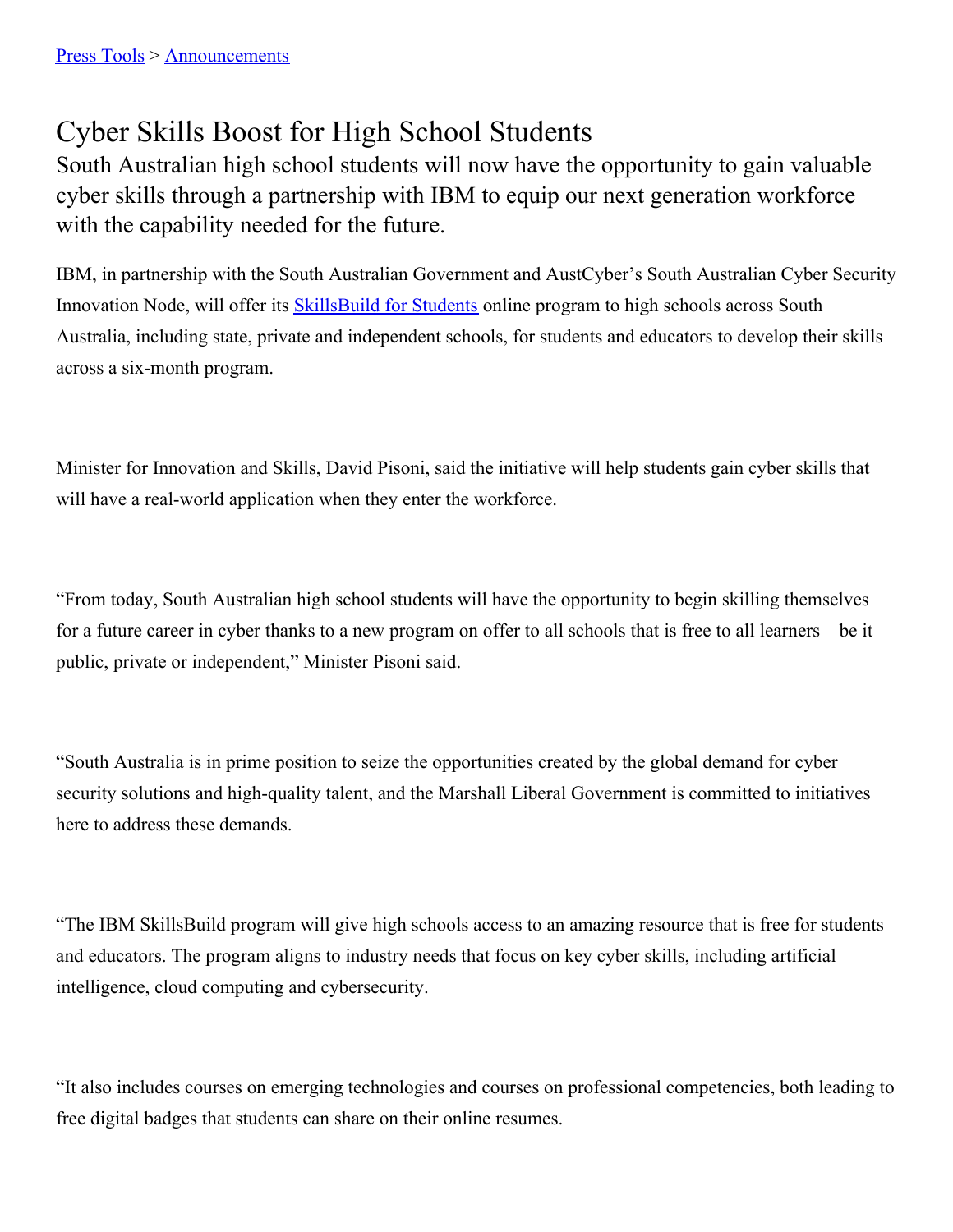[Press Tools](#) > [Announcements](#)

# Cyber Skills Boost for High School Students

## South Australian high school students will now have the opportunity to gain valuable cyber skills through a partnership with IBM to equip our next generation workforce with the capability needed for the future.

IBM, in partnership with the South Australian Government and AustCyber's South Australian Cyber Security Innovation Node, will offer its [SkillsBuild for Students](#) online program to high schools across South Australia, including state, private and independent schools, for students and educators to develop their skills across a six-month program.

Minister for Innovation and Skills, David Pisoni, said the initiative will help students gain cyber skills that will have a real-world application when they enter the workforce.

"From today, South Australian high school students will have the opportunity to begin skilling themselves for a future career in cyber thanks to a new program on offer to all schools that is free to all learners – be it public, private or independent," Minister Pisoni said.

"South Australia is in prime position to seize the opportunities created by the global demand for cyber security solutions and high-quality talent, and the Marshall Liberal Government is committed to initiatives here to address these demands.

"The IBM SkillsBuild program will give high schools access to an amazing resource that is free for students and educators. The program aligns to industry needs that focus on key cyber skills, including artificial intelligence, cloud computing and cybersecurity.

"It also includes courses on emerging technologies and courses on professional competencies, both leading to free digital badges that students can share on their online resumes.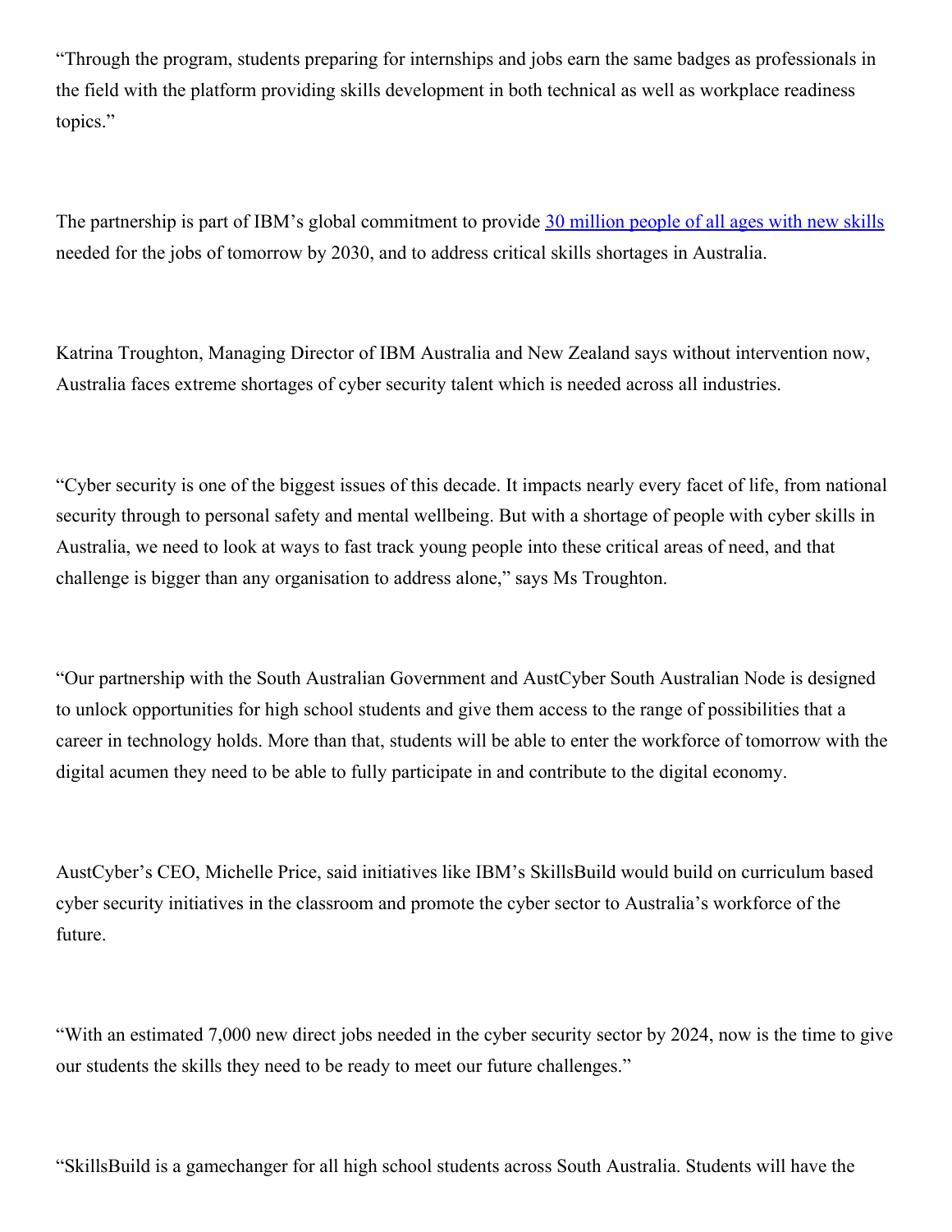"Through the program, students preparing for internships and jobs earn the same badges as professionals in the field with the platform providing skills development in both technical as well as workplace readiness topics."

The partnership is part of IBM's global commitment to provide [30 million people of all ages with new skills](#) needed for the jobs of tomorrow by 2030, and to address critical skills shortages in Australia.

Katrina Troughton, Managing Director of IBM Australia and New Zealand says without intervention now, Australia faces extreme shortages of cyber security talent which is needed across all industries.

"Cyber security is one of the biggest issues of this decade. It impacts nearly every facet of life, from national security through to personal safety and mental wellbeing. But with a shortage of people with cyber skills in Australia, we need to look at ways to fast track young people into these critical areas of need, and that challenge is bigger than any organisation to address alone," says Ms Troughton.

"Our partnership with the South Australian Government and AustCyber South Australian Node is designed to unlock opportunities for high school students and give them access to the range of possibilities that a career in technology holds. More than that, students will be able to enter the workforce of tomorrow with the digital acumen they need to be able to fully participate in and contribute to the digital economy.

AustCyber's CEO, Michelle Price, said initiatives like IBM's SkillsBuild would build on curriculum based cyber security initiatives in the classroom and promote the cyber sector to Australia's workforce of the future.

"With an estimated 7,000 new direct jobs needed in the cyber security sector by 2024, now is the time to give our students the skills they need to be ready to meet our future challenges."

"SkillsBuild is a gamechanger for all high school students across South Australia. Students will have the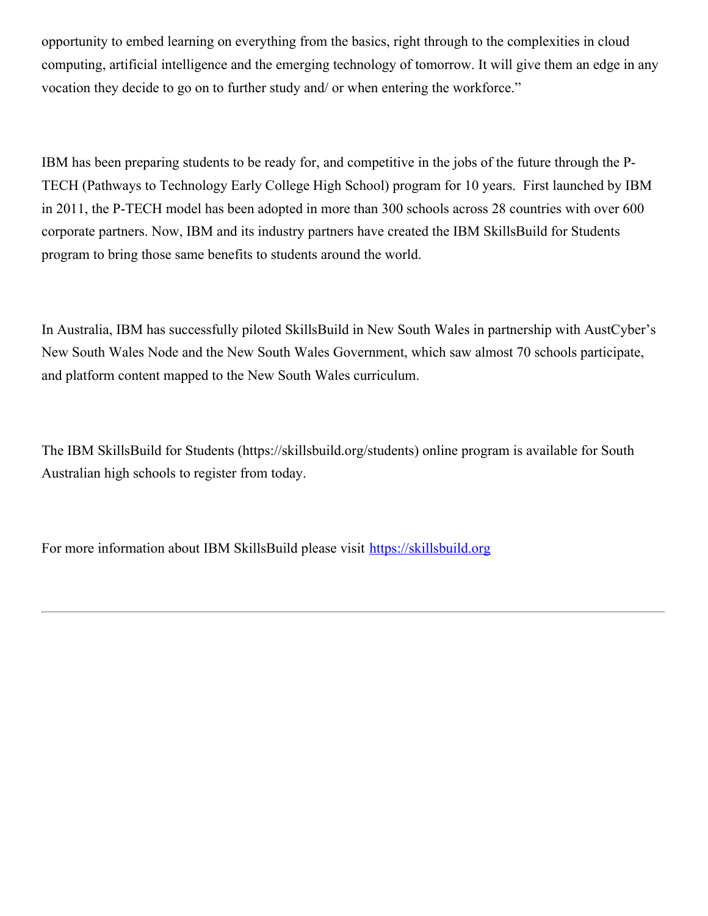opportunity to embed learning on everything from the basics, right through to the complexities in cloud computing, artificial intelligence and the emerging technology of tomorrow. It will give them an edge in any vocation they decide to go on to further study and/ or when entering the workforce."

IBM has been preparing students to be ready for, and competitive in the jobs of the future through the P-TECH (Pathways to Technology Early College High School) program for 10 years. First launched by IBM in 2011, the P-TECH model has been adopted in more than 300 schools across 28 countries with over 600 corporate partners. Now, IBM and its industry partners have created the IBM SkillsBuild for Students program to bring those same benefits to students around the world.

In Australia, IBM has successfully piloted SkillsBuild in New South Wales in partnership with AustCyber's New South Wales Node and the New South Wales Government, which saw almost 70 schools participate, and platform content mapped to the New South Wales curriculum.

The IBM SkillsBuild for Students (https://skillsbuild.org/students) online program is available for South Australian high schools to register from today.

For more information about IBM SkillsBuild please visit [https://skillsbuild.org](https://skillsbuild.org)

---